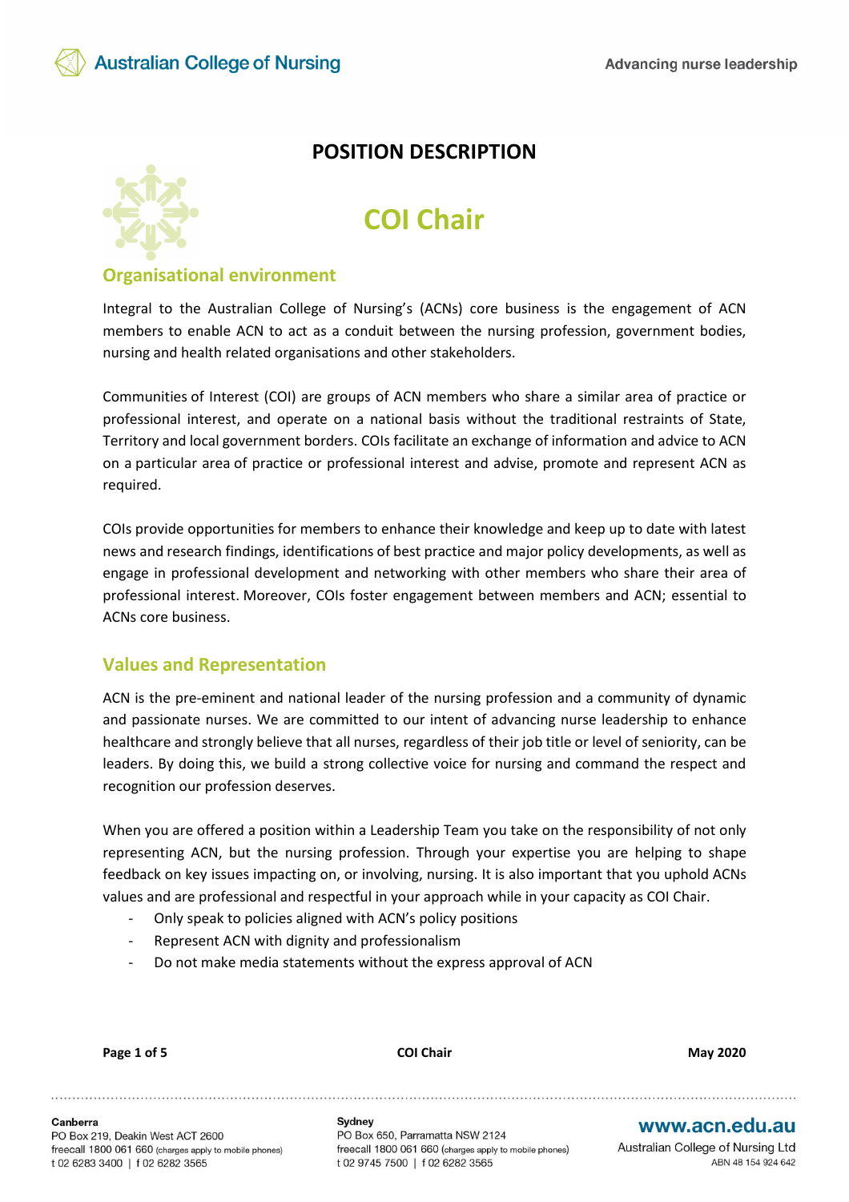# POSITION DESCRIPTION

# COI Chair

## Organisational environment

Integral to the Australian College of Nursing's (ACNs) core business is the engagement of ACN members to enable ACN to act as a conduit between the nursing profession, government bodies, nursing and health related organisations and other stakeholders.

Communities of Interest (COI) are groups of ACN members who share a similar area of practice or professional interest, and operate on a national basis without the traditional restraints of State, Territory and local government borders. COIs facilitate an exchange of information and advice to ACN on a particular area of practice or professional interest and advise, promote and represent ACN as required.

COIs provide opportunities for members to enhance their knowledge and keep up to date with latest news and research findings, identifications of best practice and major policy developments, as well as engage in professional development and networking with other members who share their area of professional interest. Moreover, COIs foster engagement between members and ACN; essential to ACNs core business.

## Values and Representation

ACN is the pre-eminent and national leader of the nursing profession and a community of dynamic and passionate nurses. We are committed to our intent of advancing nurse leadership to enhance healthcare and strongly believe that all nurses, regardless of their job title or level of seniority, can be leaders. By doing this, we build a strong collective voice for nursing and command the respect and recognition our profession deserves.

When you are offered a position within a Leadership Team you take on the responsibility of not only representing ACN, but the nursing profession. Through your expertise you are helping to shape feedback on key issues impacting on, or involving, nursing. It is also important that you uphold ACNs values and are professional and respectful in your approach while in your capacity as COI Chair.

- Only speak to policies aligned with ACN's policy positions
- Represent ACN with dignity and professionalism
- Do not make media statements without the express approval of ACN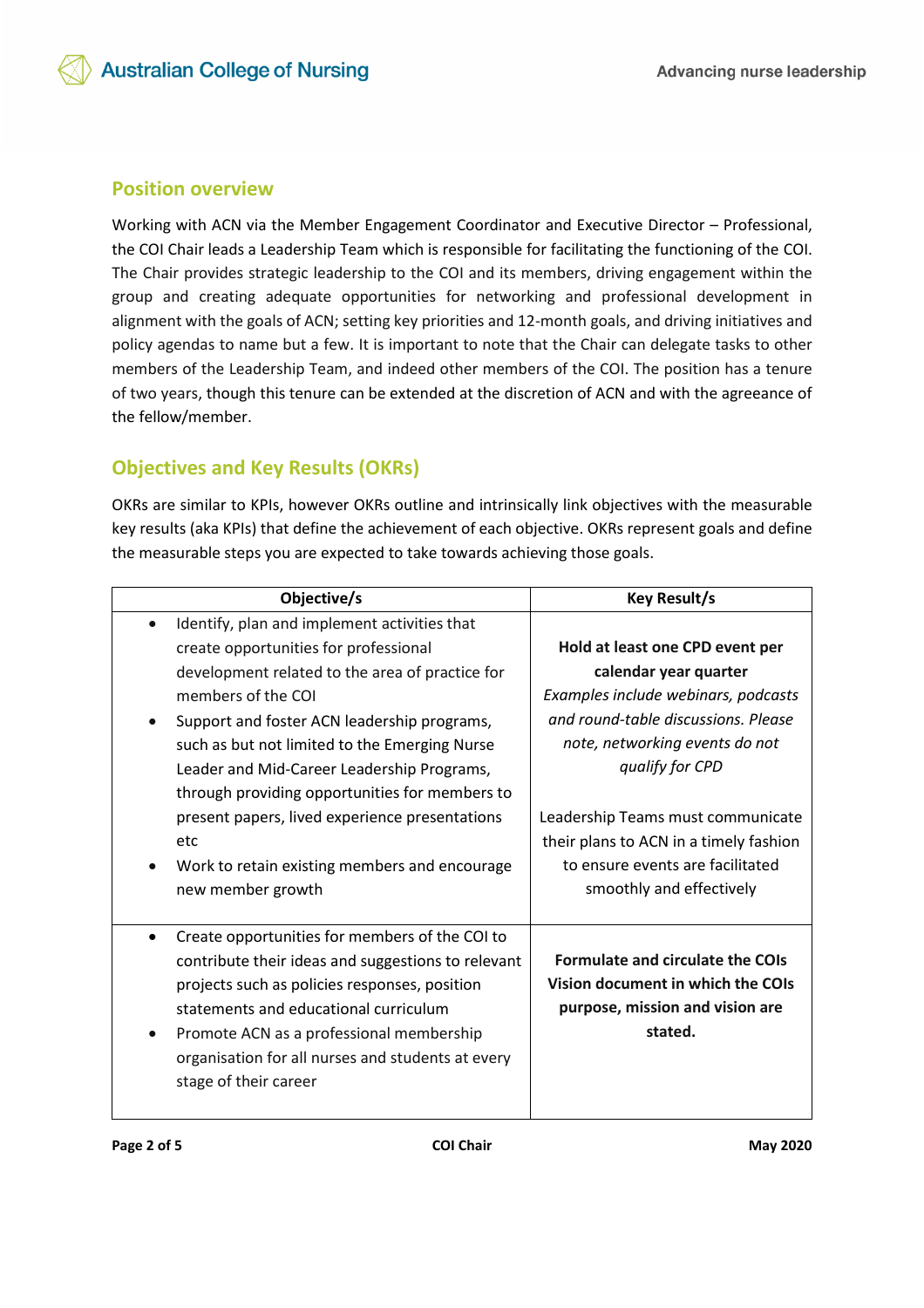## Position overview

Working with ACN via the Member Engagement Coordinator and Executive Director – Professional, the COI Chair leads a Leadership Team which is responsible for facilitating the functioning of the COI. The Chair provides strategic leadership to the COI and its members, driving engagement within the group and creating adequate opportunities for networking and professional development in alignment with the goals of ACN; setting key priorities and 12-month goals, and driving initiatives and policy agendas to name but a few. It is important to note that the Chair can delegate tasks to other members of the Leadership Team, and indeed other members of the COI. The position has a tenure of two years, though this tenure can be extended at the discretion of ACN and with the agreeance of the fellow/member.

## Objectives and Key Results (OKRs)

OKRs are similar to KPIs, however OKRs outline and intrinsically link objectives with the measurable key results (aka KPIs) that define the achievement of each objective. OKRs represent goals and define the measurable steps you are expected to take towards achieving those goals.

| Objective/s | Key Result/s |
|---|---|
| • Identify, plan and implement activities that create opportunities for professional development related to the area of practice for members of the COI<br>• Support and foster ACN leadership programs, such as but not limited to the Emerging Nurse Leader and Mid-Career Leadership Programs, through providing opportunities for members to present papers, lived experience presentations etc<br>• Work to retain existing members and encourage new member growth | **Hold at least one CPD event per calendar year quarter**<br>*Examples include webinars, podcasts and round-table discussions. Please note, networking events do not qualify for CPD*<br><br>Leadership Teams must communicate their plans to ACN in a timely fashion to ensure events are facilitated smoothly and effectively |
| • Create opportunities for members of the COI to contribute their ideas and suggestions to relevant projects such as policies responses, position statements and educational curriculum<br>• Promote ACN as a professional membership organisation for all nurses and students at every stage of their career | **Formulate and circulate the COIs Vision document in which the COIs purpose, mission and vision are stated.** |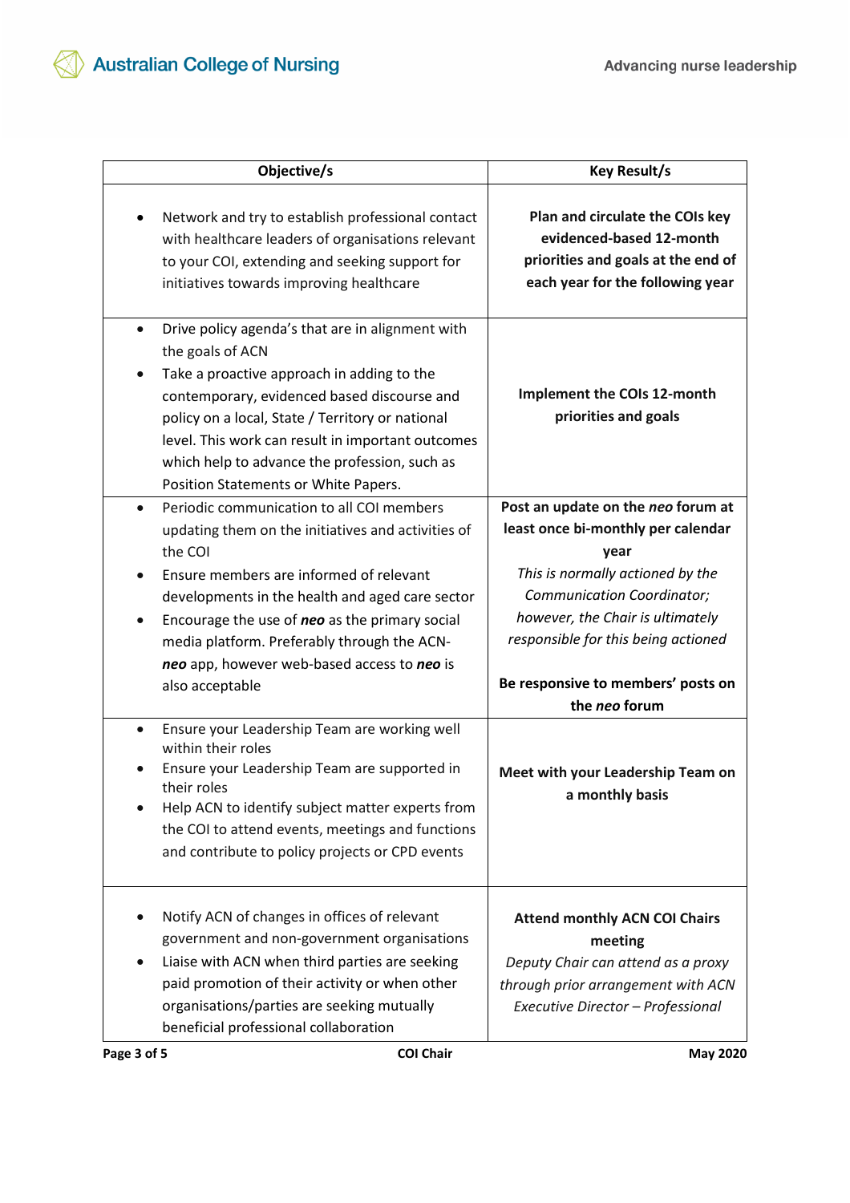| Objective/s | Key Result/s |
|---|---|
| • Network and try to establish professional contact with healthcare leaders of organisations relevant to your COI, extending and seeking support for initiatives towards improving healthcare | **Plan and circulate the COIs key evidenced-based 12-month priorities and goals at the end of each year for the following year** |
| • Drive policy agenda's that are in alignment with the goals of ACN<br>• Take a proactive approach in adding to the contemporary, evidenced based discourse and policy on a local, State / Territory or national level. This work can result in important outcomes which help to advance the profession, such as Position Statements or White Papers. | **Implement the COIs 12-month priorities and goals** |
| • Periodic communication to all COI members updating them on the initiatives and activities of the COI<br>• Ensure members are informed of relevant developments in the health and aged care sector<br>• Encourage the use of ***neo*** as the primary social media platform. Preferably through the ACN-***neo*** app, however web-based access to ***neo*** is also acceptable | **Post an update on the *neo* forum at least once bi-monthly per calendar year**<br>*This is normally actioned by the Communication Coordinator; however, the Chair is ultimately responsible for this being actioned*<br><br>**Be responsive to members' posts on the *neo* forum** |
| • Ensure your Leadership Team are working well within their roles<br>• Ensure your Leadership Team are supported in their roles<br>• Help ACN to identify subject matter experts from the COI to attend events, meetings and functions and contribute to policy projects or CPD events | **Meet with your Leadership Team on a monthly basis** |
| • Notify ACN of changes in offices of relevant government and non-government organisations<br>• Liaise with ACN when third parties are seeking paid promotion of their activity or when other organisations/parties are seeking mutually beneficial professional collaboration | **Attend monthly ACN COI Chairs meeting**<br>*Deputy Chair can attend as a proxy through prior arrangement with ACN Executive Director – Professional* |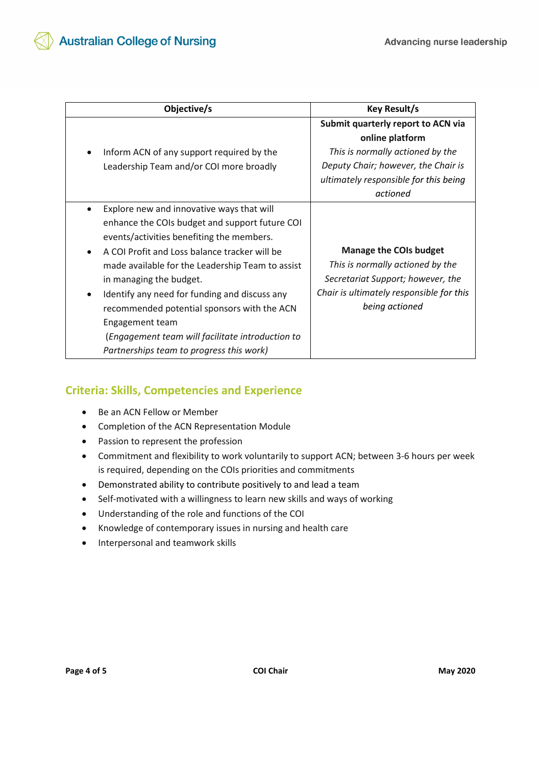| Objective/s | Key Result/s |
| --- | --- |
| • Inform ACN of any support required by the Leadership Team and/or COI more broadly | **Submit quarterly report to ACN via online platform**<br>*This is normally actioned by the Deputy Chair; however, the Chair is ultimately responsible for this being actioned* |
| • Explore new and innovative ways that will enhance the COIs budget and support future COI events/activities benefiting the members.<br>• A COI Profit and Loss balance tracker will be made available for the Leadership Team to assist in managing the budget.<br>• Identify any need for funding and discuss any recommended potential sponsors with the ACN Engagement team<br>(*Engagement team will facilitate introduction to Partnerships team to progress this work)* | **Manage the COIs budget**<br>*This is normally actioned by the Secretariat Support; however, the Chair is ultimately responsible for this being actioned* |

## Criteria: Skills, Competencies and Experience

- Be an ACN Fellow or Member
- Completion of the ACN Representation Module
- Passion to represent the profession
- Commitment and flexibility to work voluntarily to support ACN; between 3-6 hours per week is required, depending on the COIs priorities and commitments
- Demonstrated ability to contribute positively to and lead a team
- Self-motivated with a willingness to learn new skills and ways of working
- Understanding of the role and functions of the COI
- Knowledge of contemporary issues in nursing and health care
- Interpersonal and teamwork skills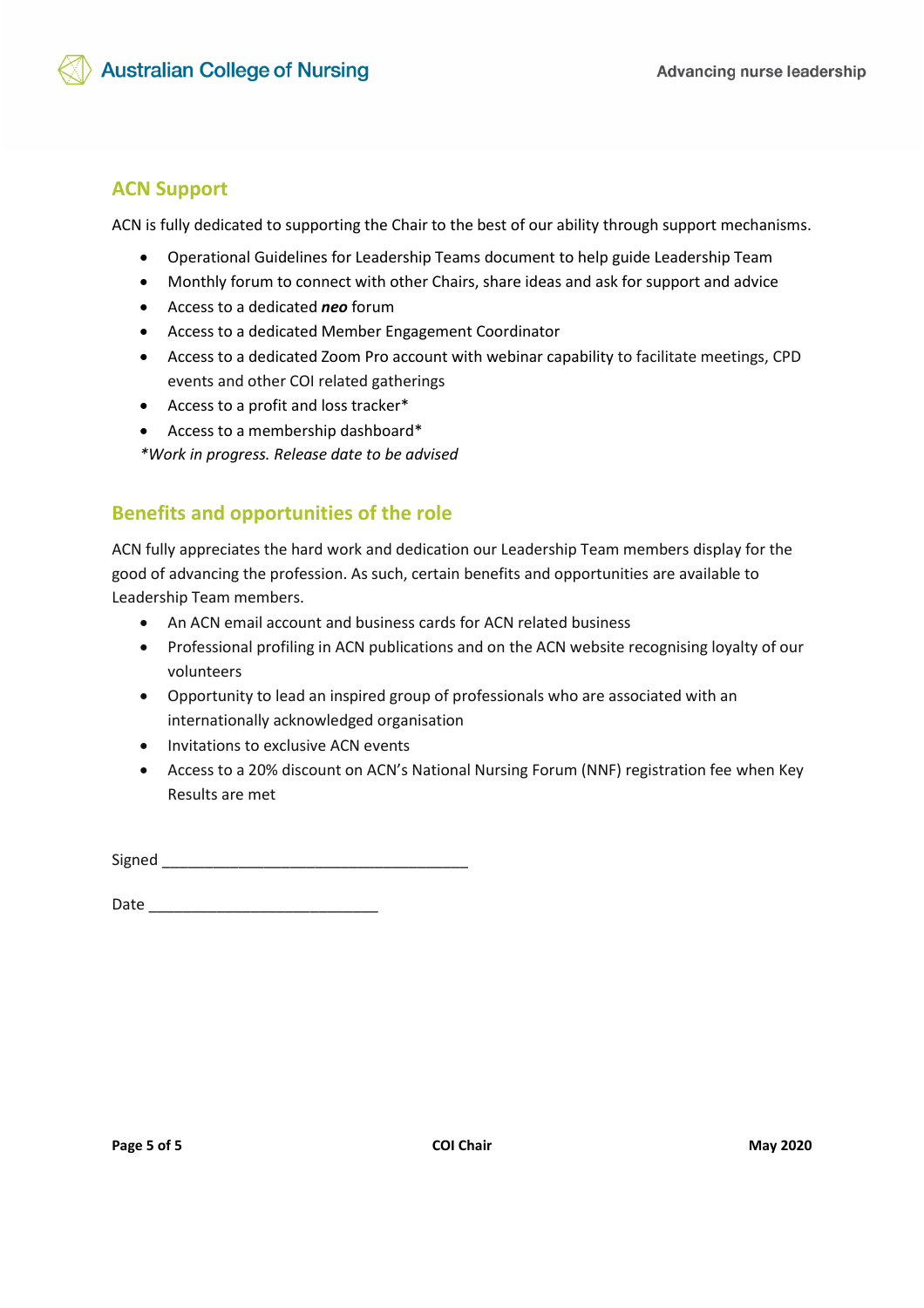## ACN Support

ACN is fully dedicated to supporting the Chair to the best of our ability through support mechanisms.

- Operational Guidelines for Leadership Teams document to help guide Leadership Team
- Monthly forum to connect with other Chairs, share ideas and ask for support and advice
- Access to a dedicated ***neo*** forum
- Access to a dedicated Member Engagement Coordinator
- Access to a dedicated Zoom Pro account with webinar capability to facilitate meetings, CPD events and other COI related gatherings
- Access to a profit and loss tracker*
- Access to a membership dashboard*

*\*Work in progress. Release date to be advised*

## Benefits and opportunities of the role

ACN fully appreciates the hard work and dedication our Leadership Team members display for the good of advancing the profession. As such, certain benefits and opportunities are available to Leadership Team members.

- An ACN email account and business cards for ACN related business
- Professional profiling in ACN publications and on the ACN website recognising loyalty of our volunteers
- Opportunity to lead an inspired group of professionals who are associated with an internationally acknowledged organisation
- Invitations to exclusive ACN events
- Access to a 20% discount on ACN's National Nursing Forum (NNF) registration fee when Key Results are met

Signed ____________________________________

Date ___________________________